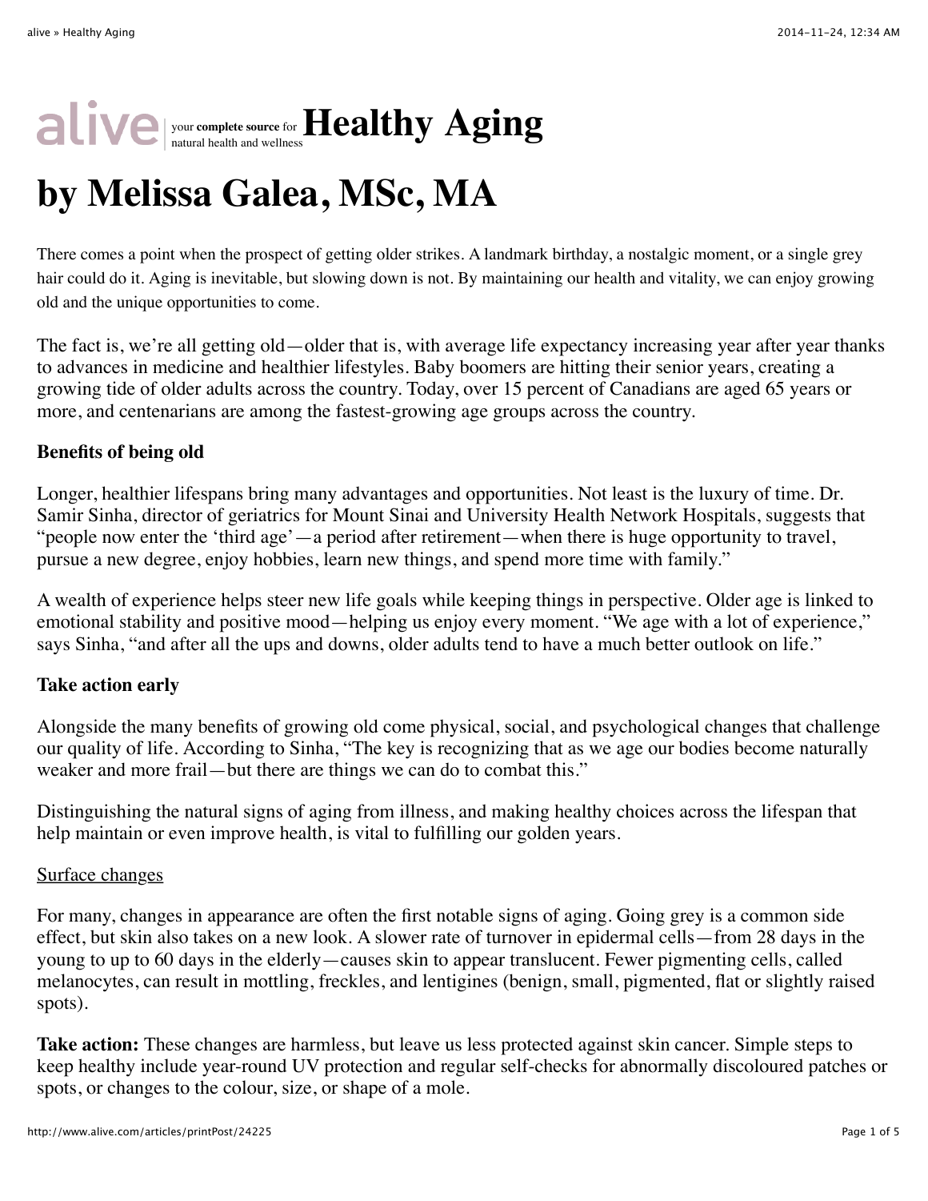# Healthy Aging

# by Melissa Galea, MSc, MA

There comes a point when the prospect of getting older strikes. A landmark birthday, a nostalgic moment, or a single grey hair could do it. Aging is inevitable, but slowing down is not. By maintaining our health and vitality, we can enjoy growing old and the unique opportunities to come.

The fact is, we're all getting old—older that is, with average life expectancy increasing year after year thanks to advances in medicine and healthier lifestyles. Baby boomers are hitting their senior years, creating a growing tide of older adults across the country. Today, over 15 percent of Canadians are aged 65 years or more, and centenarians are among the fastest-growing age groups across the country.

**Benefits of being old**

Longer, healthier lifespans bring many advantages and opportunities. Not least is the luxury of time. Dr. Samir Sinha, director of geriatrics for Mount Sinai and University Health Network Hospitals, suggests that "people now enter the 'third age'—a period after retirement—when there is huge opportunity to travel, pursue a new degree, enjoy hobbies, learn new things, and spend more time with family."

A wealth of experience helps steer new life goals while keeping things in perspective. Older age is linked to emotional stability and positive mood—helping us enjoy every moment. "We age with a lot of experience," says Sinha, "and after all the ups and downs, older adults tend to have a much better outlook on life."

**Take action early**

Alongside the many benefits of growing old come physical, social, and psychological changes that challenge our quality of life. According to Sinha, "The key is recognizing that as we age our bodies become naturally weaker and more frail—but there are things we can do to combat this."

Distinguishing the natural signs of aging from illness, and making healthy choices across the lifespan that help maintain or even improve health, is vital to fulfilling our golden years.

Surface changes

For many, changes in appearance are often the first notable signs of aging. Going grey is a common side effect, but skin also takes on a new look. A slower rate of turnover in epidermal cells—from 28 days in the young to up to 60 days in the elderly—causes skin to appear translucent. Fewer pigmenting cells, called melanocytes, can result in mottling, freckles, and lentigines (benign, small, pigmented, flat or slightly raised spots).

**Take action:** These changes are harmless, but leave us less protected against skin cancer. Simple steps to keep healthy include year-round UV protection and regular self-checks for abnormally discoloured patches or spots, or changes to the colour, size, or shape of a mole.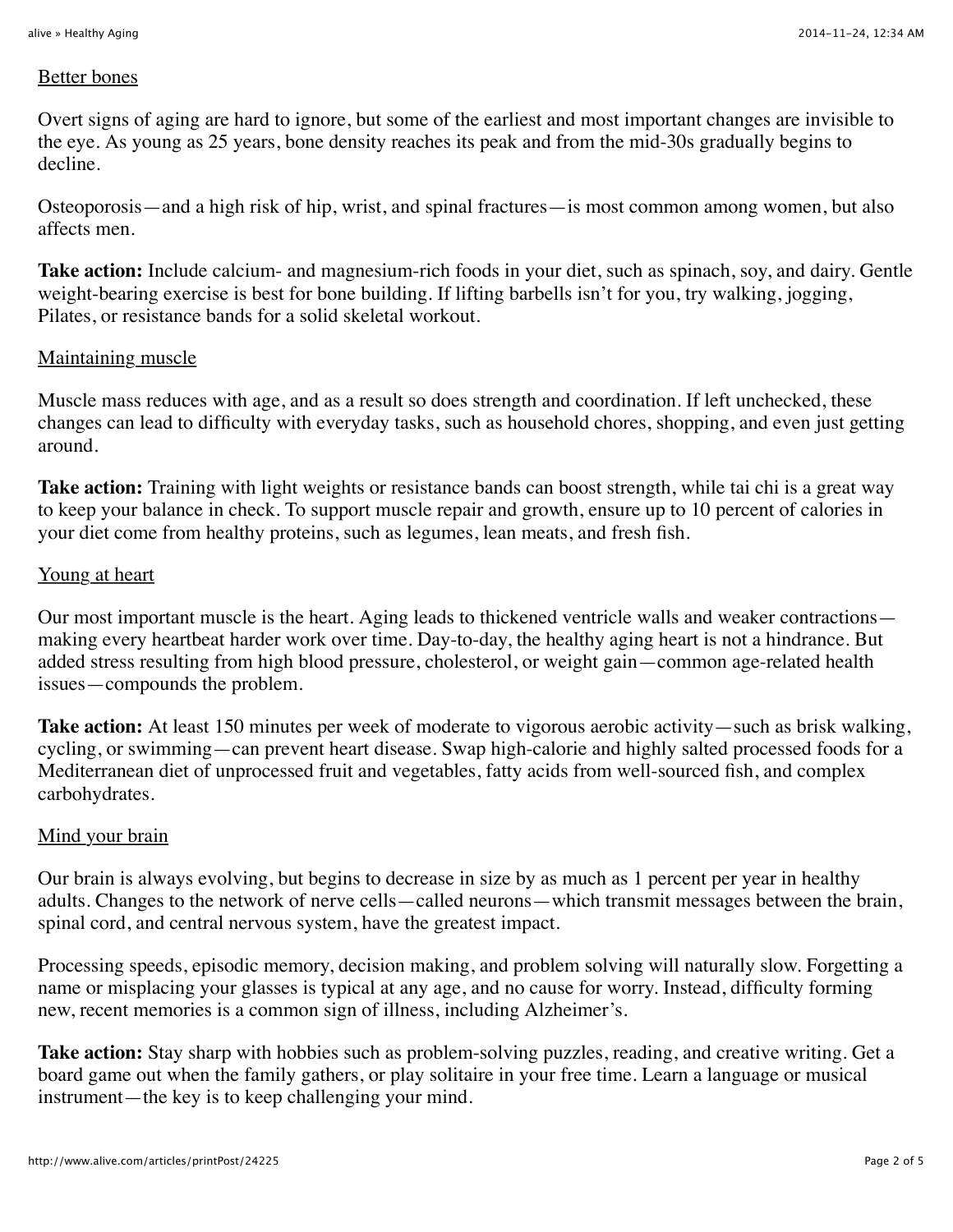## Better bones

Overt signs of aging are hard to ignore, but some of the earliest and most important changes are invisible to the eye. As young as 25 years, bone density reaches its peak and from the mid-30s gradually begins to decline.

Osteoporosis—and a high risk of hip, wrist, and spinal fractures—is most common among women, but also affects men.

**Take action:** Include calcium- and magnesium-rich foods in your diet, such as spinach, soy, and dairy. Gentle weight-bearing exercise is best for bone building. If lifting barbells isn't for you, try walking, jogging, Pilates, or resistance bands for a solid skeletal workout.

## Maintaining muscle

Muscle mass reduces with age, and as a result so does strength and coordination. If left unchecked, these changes can lead to difficulty with everyday tasks, such as household chores, shopping, and even just getting around.

**Take action:** Training with light weights or resistance bands can boost strength, while tai chi is a great way to keep your balance in check. To support muscle repair and growth, ensure up to 10 percent of calories in your diet come from healthy proteins, such as legumes, lean meats, and fresh fish.

## Young at heart

Our most important muscle is the heart. Aging leads to thickened ventricle walls and weaker contractions—making every heartbeat harder work over time. Day-to-day, the healthy aging heart is not a hindrance. But added stress resulting from high blood pressure, cholesterol, or weight gain—common age-related health issues—compounds the problem.

**Take action:** At least 150 minutes per week of moderate to vigorous aerobic activity—such as brisk walking, cycling, or swimming—can prevent heart disease. Swap high-calorie and highly salted processed foods for a Mediterranean diet of unprocessed fruit and vegetables, fatty acids from well-sourced fish, and complex carbohydrates.

## Mind your brain

Our brain is always evolving, but begins to decrease in size by as much as 1 percent per year in healthy adults. Changes to the network of nerve cells—called neurons—which transmit messages between the brain, spinal cord, and central nervous system, have the greatest impact.

Processing speeds, episodic memory, decision making, and problem solving will naturally slow. Forgetting a name or misplacing your glasses is typical at any age, and no cause for worry. Instead, difficulty forming new, recent memories is a common sign of illness, including Alzheimer's.

**Take action:** Stay sharp with hobbies such as problem-solving puzzles, reading, and creative writing. Get a board game out when the family gathers, or play solitaire in your free time. Learn a language or musical instrument—the key is to keep challenging your mind.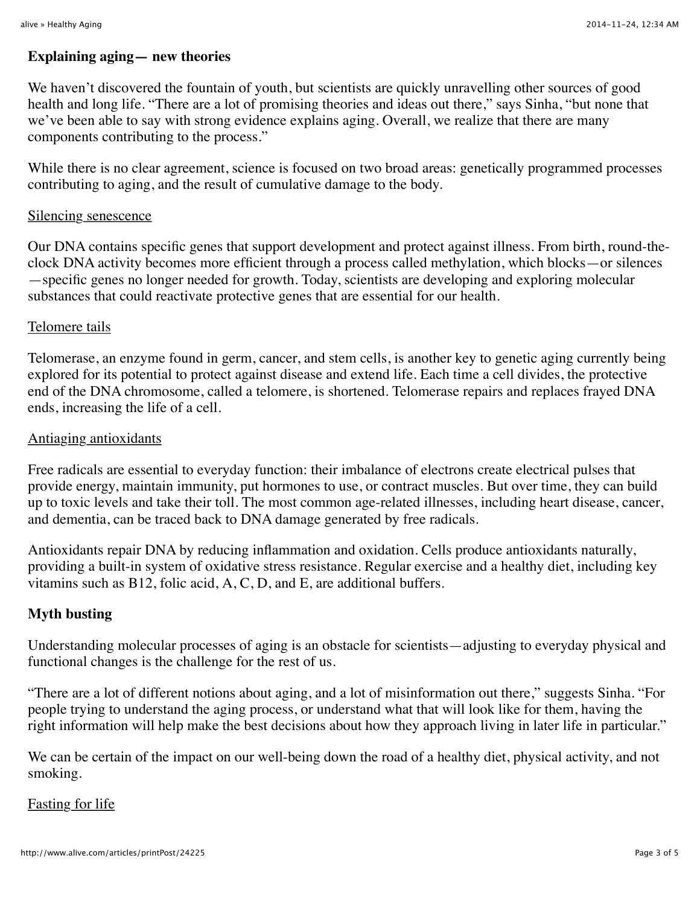## Explaining aging— new theories

We haven't discovered the fountain of youth, but scientists are quickly unravelling other sources of good health and long life. "There are a lot of promising theories and ideas out there," says Sinha, "but none that we've been able to say with strong evidence explains aging. Overall, we realize that there are many components contributing to the process."

While there is no clear agreement, science is focused on two broad areas: genetically programmed processes contributing to aging, and the result of cumulative damage to the body.

### Silencing senescence

Our DNA contains specific genes that support development and protect against illness. From birth, round-the-clock DNA activity becomes more efficient through a process called methylation, which blocks—or silences—specific genes no longer needed for growth. Today, scientists are developing and exploring molecular substances that could reactivate protective genes that are essential for our health.

### Telomere tails

Telomerase, an enzyme found in germ, cancer, and stem cells, is another key to genetic aging currently being explored for its potential to protect against disease and extend life. Each time a cell divides, the protective end of the DNA chromosome, called a telomere, is shortened. Telomerase repairs and replaces frayed DNA ends, increasing the life of a cell.

### Antiaging antioxidants

Free radicals are essential to everyday function: their imbalance of electrons create electrical pulses that provide energy, maintain immunity, put hormones to use, or contract muscles. But over time, they can build up to toxic levels and take their toll. The most common age-related illnesses, including heart disease, cancer, and dementia, can be traced back to DNA damage generated by free radicals.

Antioxidants repair DNA by reducing inflammation and oxidation. Cells produce antioxidants naturally, providing a built-in system of oxidative stress resistance. Regular exercise and a healthy diet, including key vitamins such as B12, folic acid, A, C, D, and E, are additional buffers.

## Myth busting

Understanding molecular processes of aging is an obstacle for scientists—adjusting to everyday physical and functional changes is the challenge for the rest of us.

"There are a lot of different notions about aging, and a lot of misinformation out there," suggests Sinha. "For people trying to understand the aging process, or understand what that will look like for them, having the right information will help make the best decisions about how they approach living in later life in particular."

We can be certain of the impact on our well-being down the road of a healthy diet, physical activity, and not smoking.

### Fasting for life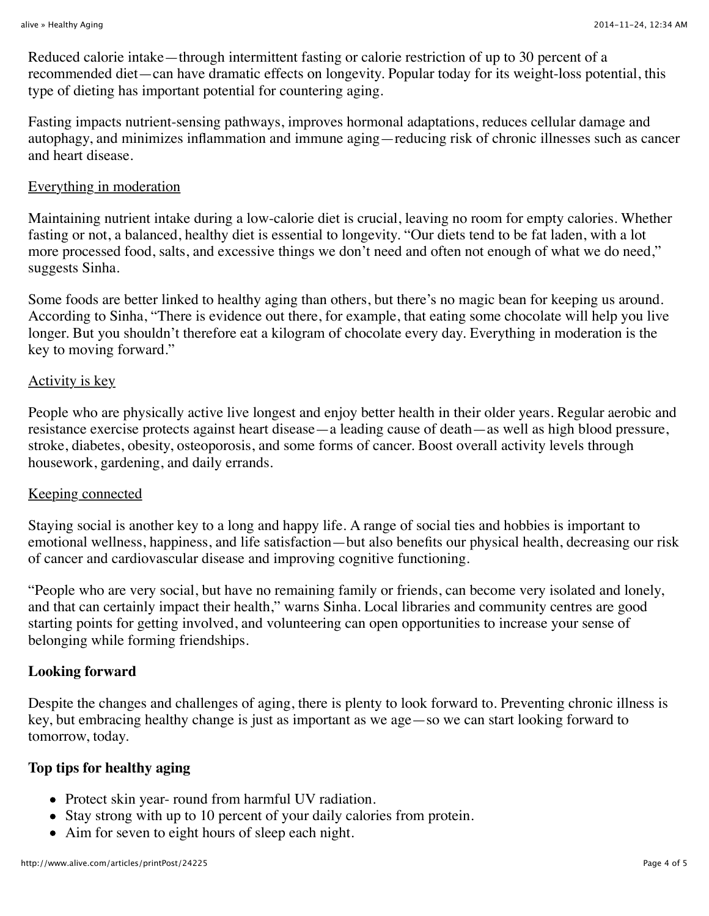Reduced calorie intake—through intermittent fasting or calorie restriction of up to 30 percent of a recommended diet—can have dramatic effects on longevity. Popular today for its weight-loss potential, this type of dieting has important potential for countering aging.

Fasting impacts nutrient-sensing pathways, improves hormonal adaptations, reduces cellular damage and autophagy, and minimizes inflammation and immune aging—reducing risk of chronic illnesses such as cancer and heart disease.

<u>Everything in moderation</u>

Maintaining nutrient intake during a low-calorie diet is crucial, leaving no room for empty calories. Whether fasting or not, a balanced, healthy diet is essential to longevity. “Our diets tend to be fat laden, with a lot more processed food, salts, and excessive things we don’t need and often not enough of what we do need,” suggests Sinha.

Some foods are better linked to healthy aging than others, but there’s no magic bean for keeping us around. According to Sinha, “There is evidence out there, for example, that eating some chocolate will help you live longer. But you shouldn’t therefore eat a kilogram of chocolate every day. Everything in moderation is the key to moving forward.”

<u>Activity is key</u>

People who are physically active live longest and enjoy better health in their older years. Regular aerobic and resistance exercise protects against heart disease—a leading cause of death—as well as high blood pressure, stroke, diabetes, obesity, osteoporosis, and some forms of cancer. Boost overall activity levels through housework, gardening, and daily errands.

<u>Keeping connected</u>

Staying social is another key to a long and happy life. A range of social ties and hobbies is important to emotional wellness, happiness, and life satisfaction—but also benefits our physical health, decreasing our risk of cancer and cardiovascular disease and improving cognitive functioning.

“People who are very social, but have no remaining family or friends, can become very isolated and lonely, and that can certainly impact their health,” warns Sinha. Local libraries and community centres are good starting points for getting involved, and volunteering can open opportunities to increase your sense of belonging while forming friendships.

**Looking forward**

Despite the changes and challenges of aging, there is plenty to look forward to. Preventing chronic illness is key, but embracing healthy change is just as important as we age—so we can start looking forward to tomorrow, today.

**Top tips for healthy aging**

- Protect skin year- round from harmful UV radiation.
- Stay strong with up to 10 percent of your daily calories from protein.
- Aim for seven to eight hours of sleep each night.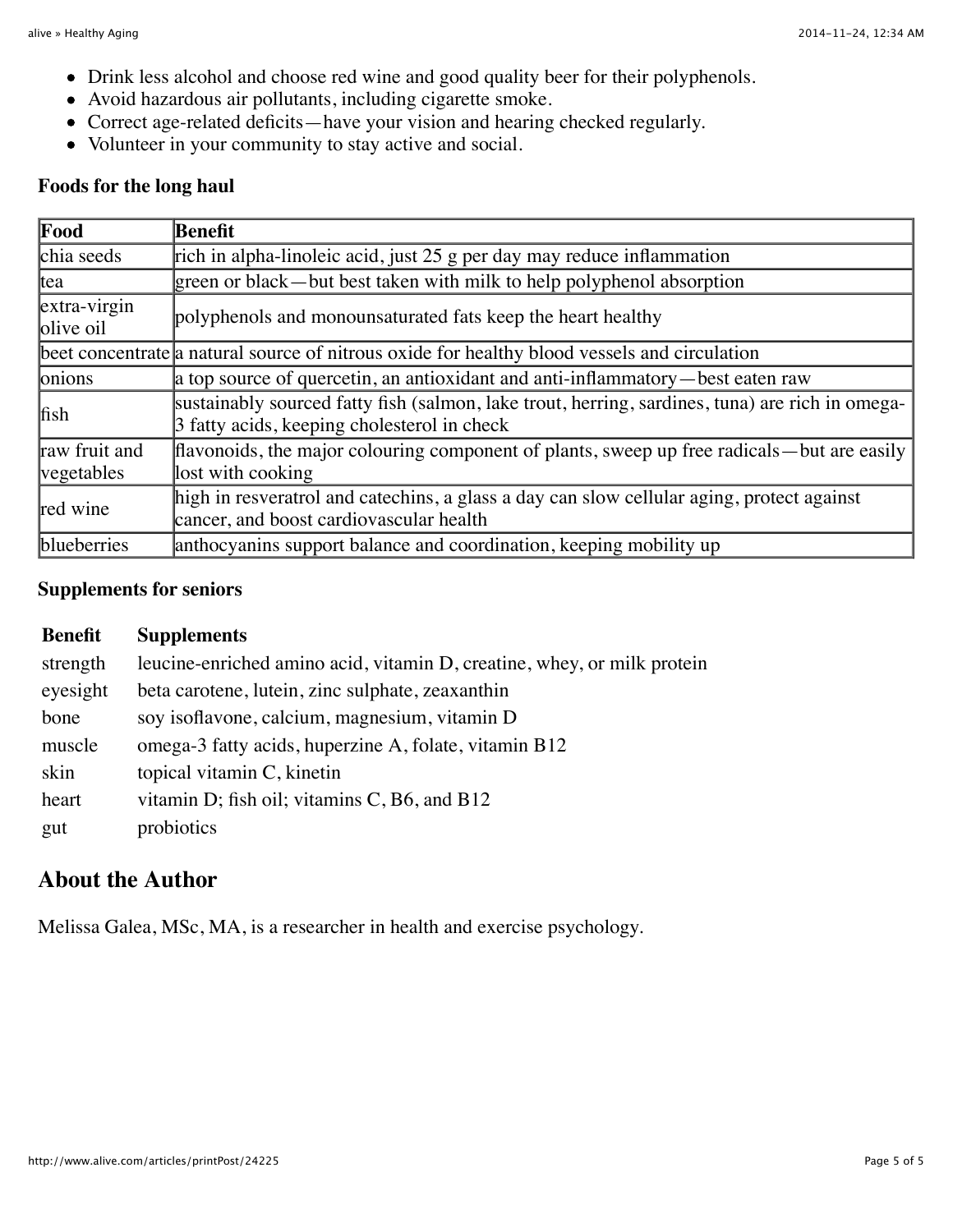- Drink less alcohol and choose red wine and good quality beer for their polyphenols.
- Avoid hazardous air pollutants, including cigarette smoke.
- Correct age-related deficits—have your vision and hearing checked regularly.
- Volunteer in your community to stay active and social.

**Foods for the long haul**

| Food | Benefit |
|---|---|
| chia seeds | rich in alpha-linoleic acid, just 25 g per day may reduce inflammation |
| tea | green or black—but best taken with milk to help polyphenol absorption |
| extra-virgin olive oil | polyphenols and monounsaturated fats keep the heart healthy |
| beet concentrate | a natural source of nitrous oxide for healthy blood vessels and circulation |
| onions | a top source of quercetin, an antioxidant and anti-inflammatory—best eaten raw |
| fish | sustainably sourced fatty fish (salmon, lake trout, herring, sardines, tuna) are rich in omega-3 fatty acids, keeping cholesterol in check |
| raw fruit and vegetables | flavonoids, the major colouring component of plants, sweep up free radicals—but are easily lost with cooking |
| red wine | high in resveratrol and catechins, a glass a day can slow cellular aging, protect against cancer, and boost cardiovascular health |
| blueberries | anthocyanins support balance and coordination, keeping mobility up |

**Supplements for seniors**

| Benefit | Supplements |
|---|---|
| strength | leucine-enriched amino acid, vitamin D, creatine, whey, or milk protein |
| eyesight | beta carotene, lutein, zinc sulphate, zeaxanthin |
| bone | soy isoflavone, calcium, magnesium, vitamin D |
| muscle | omega-3 fatty acids, huperzine A, folate, vitamin B12 |
| skin | topical vitamin C, kinetin |
| heart | vitamin D; fish oil; vitamins C, B6, and B12 |
| gut | probiotics |

## About the Author

Melissa Galea, MSc, MA, is a researcher in health and exercise psychology.